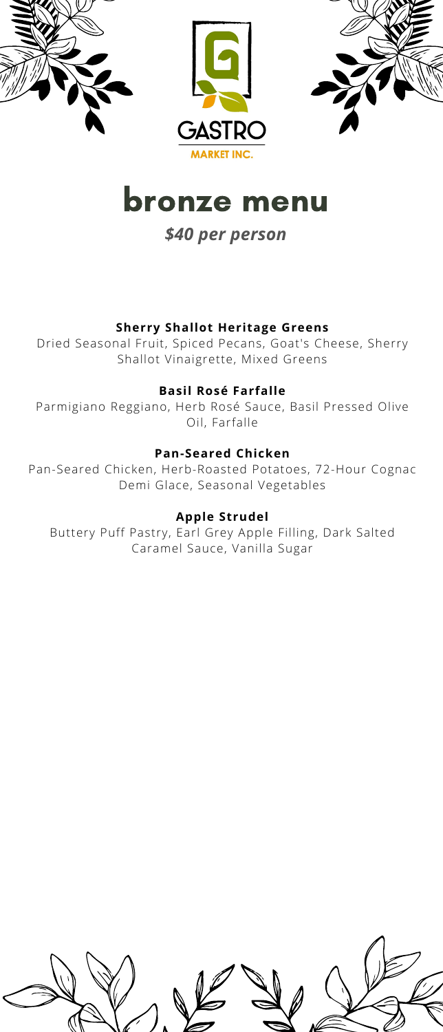GASTRO

MARKET INC.

# bronze menu

***$40 per person***

**Sherry Shallot Heritage Greens**

Dried Seasonal Fruit, Spiced Pecans, Goat's Cheese, Sherry Shallot Vinaigrette, Mixed Greens

**Basil Rosé Farfalle**

Parmigiano Reggiano, Herb Rosé Sauce, Basil Pressed Olive Oil, Farfalle

**Pan-Seared Chicken**

Pan-Seared Chicken, Herb-Roasted Potatoes, 72-Hour Cognac Demi Glace, Seasonal Vegetables

**Apple Strudel**

Buttery Puff Pastry, Earl Grey Apple Filling, Dark Salted Caramel Sauce, Vanilla Sugar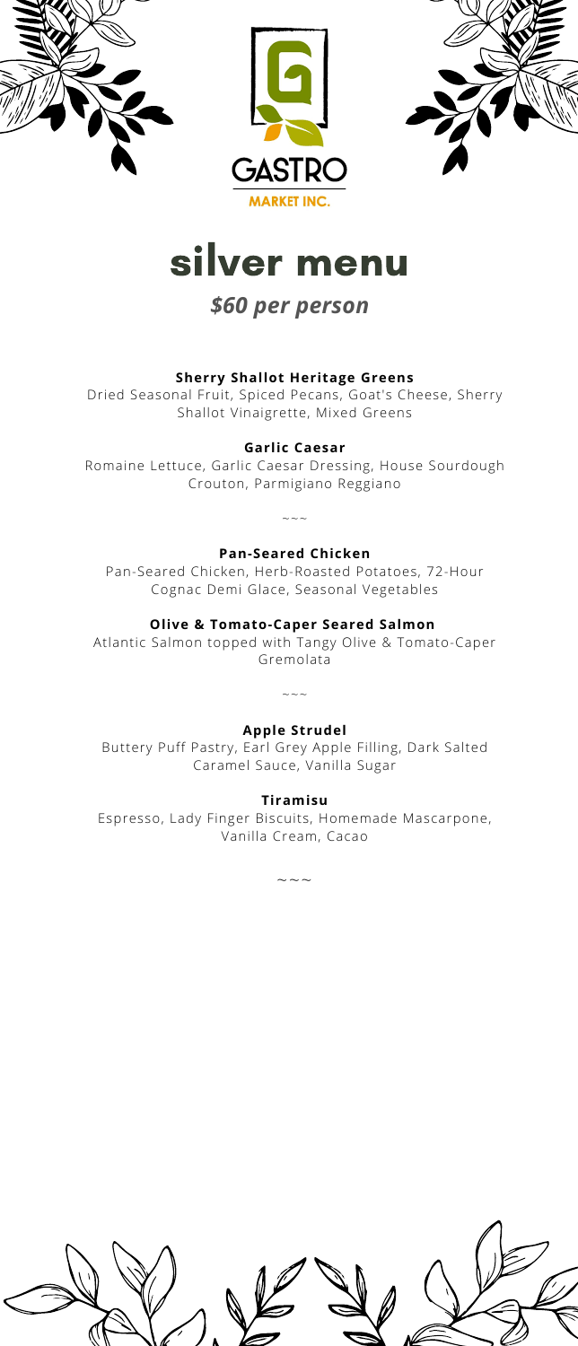GASTRO

MARKET INC.

# silver menu

***$60 per person***

**Sherry Shallot Heritage Greens**

Dried Seasonal Fruit, Spiced Pecans, Goat's Cheese, Sherry Shallot Vinaigrette, Mixed Greens

**Garlic Caesar**

Romaine Lettuce, Garlic Caesar Dressing, House Sourdough Crouton, Parmigiano Reggiano

~~~

**Pan-Seared Chicken**

Pan-Seared Chicken, Herb-Roasted Potatoes, 72-Hour Cognac Demi Glace, Seasonal Vegetables

**Olive & Tomato-Caper Seared Salmon**

Atlantic Salmon topped with Tangy Olive & Tomato-Caper Gremolata

~~~

**Apple Strudel**

Buttery Puff Pastry, Earl Grey Apple Filling, Dark Salted Caramel Sauce, Vanilla Sugar

**Tiramisu**

Espresso, Lady Finger Biscuits, Homemade Mascarpone, Vanilla Cream, Cacao

~~~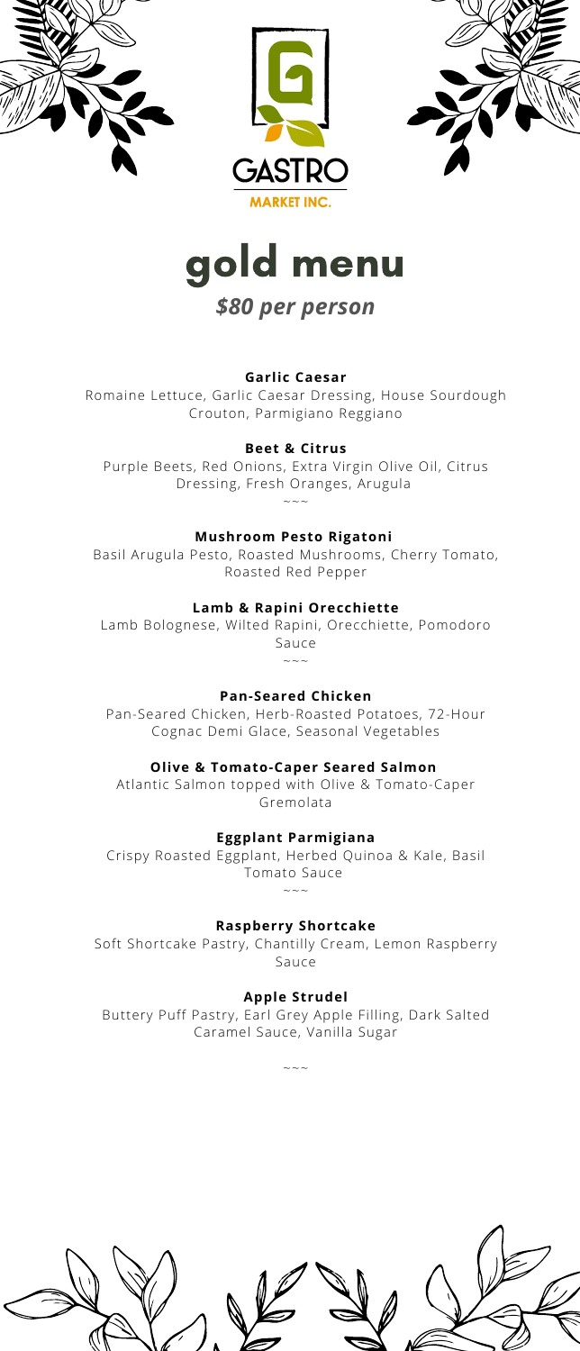GASTRO

MARKET INC.

# gold menu

***$80 per person***

**Garlic Caesar**

Romaine Lettuce, Garlic Caesar Dressing, House Sourdough Crouton, Parmigiano Reggiano

**Beet & Citrus**

Purple Beets, Red Onions, Extra Virgin Olive Oil, Citrus Dressing, Fresh Oranges, Arugula

~~~

**Mushroom Pesto Rigatoni**

Basil Arugula Pesto, Roasted Mushrooms, Cherry Tomato, Roasted Red Pepper

**Lamb & Rapini Orecchiette**

Lamb Bolognese, Wilted Rapini, Orecchiette, Pomodoro Sauce

~~~

**Pan-Seared Chicken**

Pan-Seared Chicken, Herb-Roasted Potatoes, 72-Hour Cognac Demi Glace, Seasonal Vegetables

**Olive & Tomato-Caper Seared Salmon**

Atlantic Salmon topped with Olive & Tomato-Caper Gremolata

**Eggplant Parmigiana**

Crispy Roasted Eggplant, Herbed Quinoa & Kale, Basil Tomato Sauce

~~~

**Raspberry Shortcake**

Soft Shortcake Pastry, Chantilly Cream, Lemon Raspberry Sauce

**Apple Strudel**

Buttery Puff Pastry, Earl Grey Apple Filling, Dark Salted Caramel Sauce, Vanilla Sugar

~~~